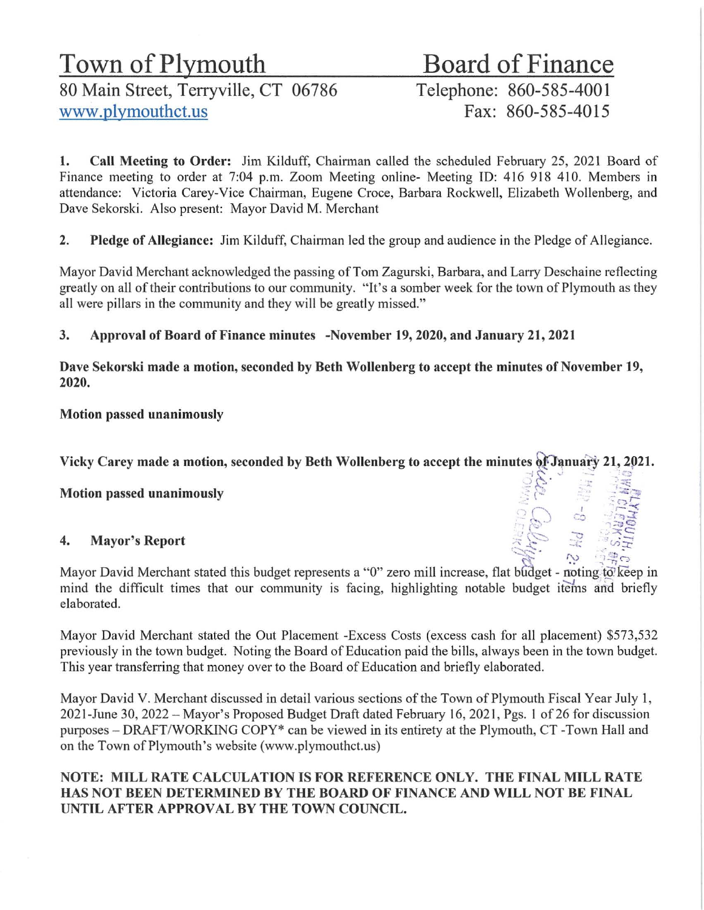# Town of Plymouth

# Board of Finance

80 Main Street, Terryville, CT 06786
www.plymouthct.us

Telephone: 860-585-4001
Fax: 860-585-4015

**1. Call Meeting to Order:** Jim Kilduff, Chairman called the scheduled February 25, 2021 Board of Finance meeting to order at 7:04 p.m. Zoom Meeting online- Meeting ID: 416 918 410. Members in attendance: Victoria Carey-Vice Chairman, Eugene Croce, Barbara Rockwell, Elizabeth Wollenberg, and Dave Sekorski. Also present: Mayor David M. Merchant

**2. Pledge of Allegiance:** Jim Kilduff, Chairman led the group and audience in the Pledge of Allegiance.

Mayor David Merchant acknowledged the passing of Tom Zagurski, Barbara, and Larry Deschaine reflecting greatly on all of their contributions to our community. "It's a somber week for the town of Plymouth as they all were pillars in the community and they will be greatly missed."

**3. Approval of Board of Finance minutes -November 19, 2020, and January 21, 2021**

**Dave Sekorski made a motion, seconded by Beth Wollenberg to accept the minutes of November 19, 2020.**

**Motion passed unanimously**

**Vicky Carey made a motion, seconded by Beth Wollenberg to accept the minutes of January 21, 2021.**

**Motion passed unanimously**

**4. Mayor's Report**

Mayor David Merchant stated this budget represents a "0" zero mill increase, flat budget - noting to keep in mind the difficult times that our community is facing, highlighting notable budget items and briefly elaborated.

Mayor David Merchant stated the Out Placement -Excess Costs (excess cash for all placement) $573,532 previously in the town budget. Noting the Board of Education paid the bills, always been in the town budget. This year transferring that money over to the Board of Education and briefly elaborated.

Mayor David V. Merchant discussed in detail various sections of the Town of Plymouth Fiscal Year July 1, 2021-June 30, 2022 – Mayor's Proposed Budget Draft dated February 16, 2021, Pgs. 1 of 26 for discussion purposes – DRAFT/WORKING COPY* can be viewed in its entirety at the Plymouth, CT -Town Hall and on the Town of Plymouth's website (www.plymouthct.us)

**NOTE: MILL RATE CALCULATION IS FOR REFERENCE ONLY. THE FINAL MILL RATE HAS NOT BEEN DETERMINED BY THE BOARD OF FINANCE AND WILL NOT BE FINAL UNTIL AFTER APPROVAL BY THE TOWN COUNCIL.**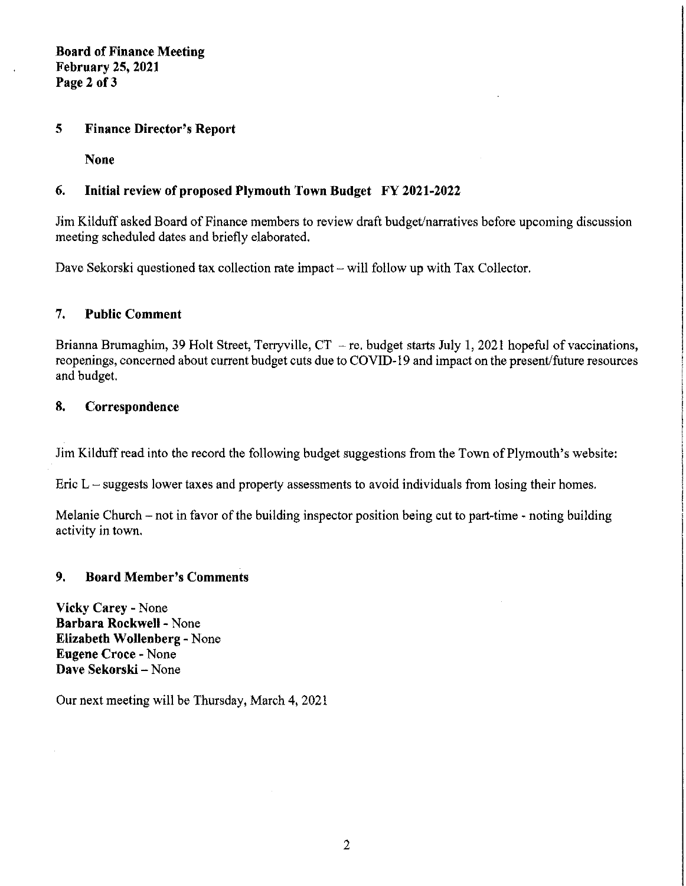## 5 Finance Director's Report

**None**

## 6. Initial review of proposed Plymouth Town Budget FY 2021-2022

Jim Kilduff asked Board of Finance members to review draft budget/narratives before upcoming discussion meeting scheduled dates and briefly elaborated.

Dave Sekorski questioned tax collection rate impact – will follow up with Tax Collector.

## 7. Public Comment

Brianna Brumaghim, 39 Holt Street, Terryville, CT – re. budget starts July 1, 2021 hopeful of vaccinations, reopenings, concerned about current budget cuts due to COVID-19 and impact on the present/future resources and budget.

## 8. Correspondence

Jim Kilduff read into the record the following budget suggestions from the Town of Plymouth's website:

Eric L – suggests lower taxes and property assessments to avoid individuals from losing their homes.

Melanie Church – not in favor of the building inspector position being cut to part-time - noting building activity in town.

## 9. Board Member's Comments

**Vicky Carey** - None
**Barbara Rockwell** - None
**Elizabeth Wollenberg** - None
**Eugene Croce** - None
**Dave Sekorski** – None

Our next meeting will be Thursday, March 4, 2021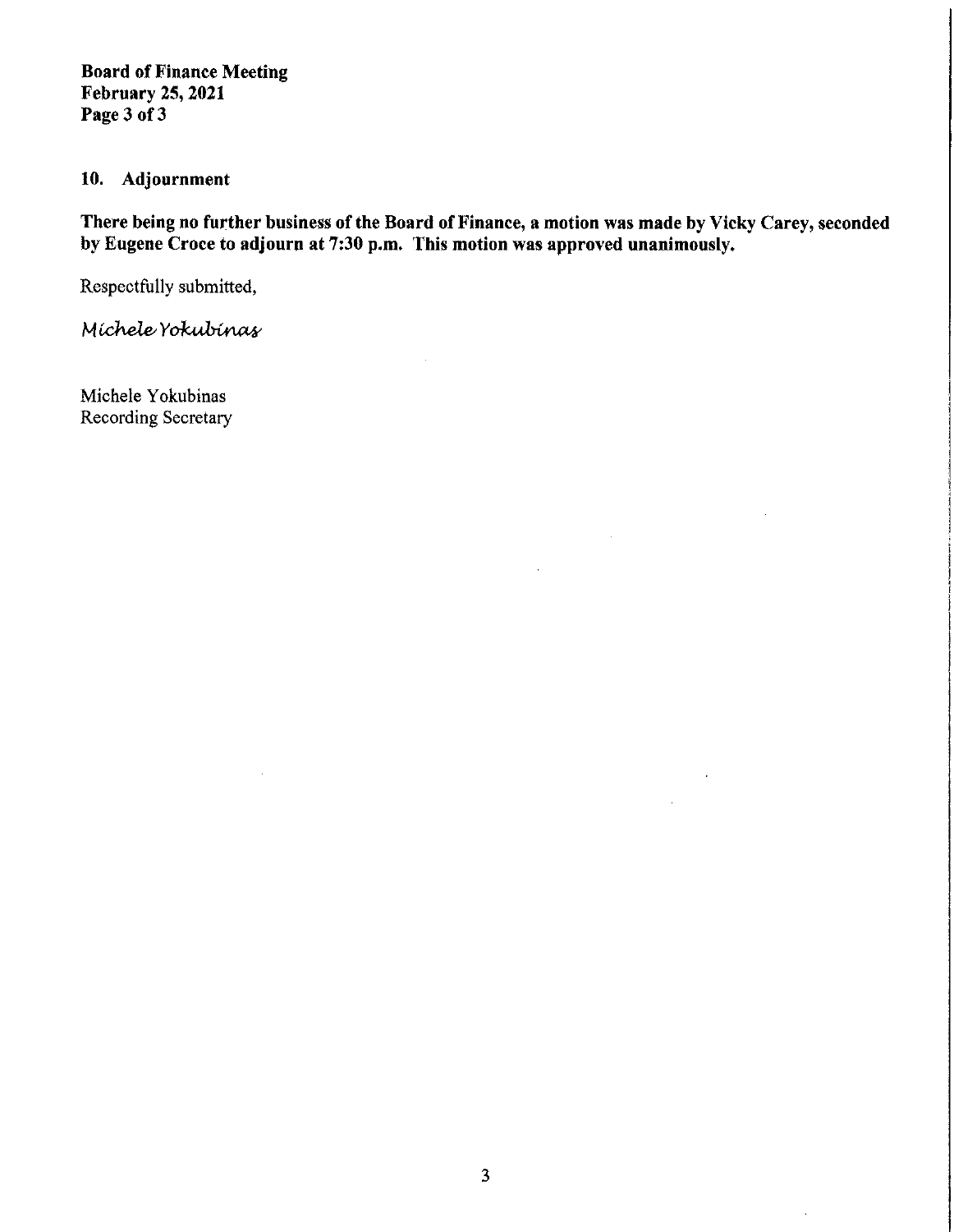## 10. Adjournment

**There being no further business of the Board of Finance, a motion was made by Vicky Carey, seconded by Eugene Croce to adjourn at 7:30 p.m. This motion was approved unanimously.**

Respectfully submitted,

*Michele Yokubinas*

Michele Yokubinas
Recording Secretary